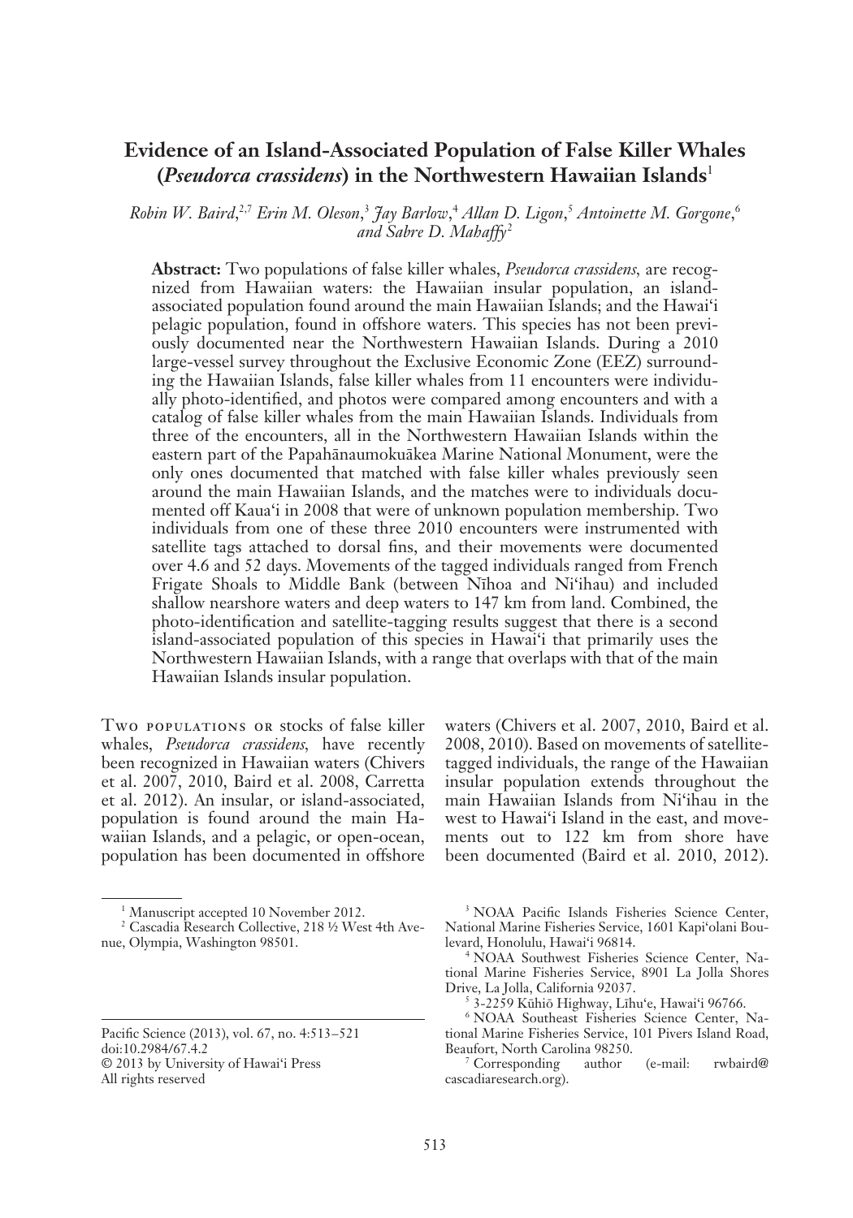# Evidence of an Island-Associated Population of False Killer Whales (*Pseudorca crassidens*) in the Northwestern Hawaiian Islands[1]

*Robin W. Baird*,[2,7] *Erin M. Oleson*,[3] *Jay Barlow*,[4] *Allan D. Ligon*,[5] *Antoinette M. Gorgone*,[6] *and Sabre D. Mahaffy*[2]

**Abstract:** Two populations of false killer whales, *Pseudorca crassidens*, are recognized from Hawaiian waters: the Hawaiian insular population, an island-associated population found around the main Hawaiian Islands; and the Hawai'i pelagic population, found in offshore waters. This species has not been previously documented near the Northwestern Hawaiian Islands. During a 2010 large-vessel survey throughout the Exclusive Economic Zone (EEZ) surrounding the Hawaiian Islands, false killer whales from 11 encounters were individually photo-identified, and photos were compared among encounters and with a catalog of false killer whales from the main Hawaiian Islands. Individuals from three of the encounters, all in the Northwestern Hawaiian Islands within the eastern part of the Papahānaumokuākea Marine National Monument, were the only ones documented that matched with false killer whales previously seen around the main Hawaiian Islands, and the matches were to individuals documented off Kaua'i in 2008 that were of unknown population membership. Two individuals from one of these three 2010 encounters were instrumented with satellite tags attached to dorsal fins, and their movements were documented over 4.6 and 52 days. Movements of the tagged individuals ranged from French Frigate Shoals to Middle Bank (between Nīhoa and Ni'ihau) and included shallow nearshore waters and deep waters to 147 km from land. Combined, the photo-identification and satellite-tagging results suggest that there is a second island-associated population of this species in Hawai'i that primarily uses the Northwestern Hawaiian Islands, with a range that overlaps with that of the main Hawaiian Islands insular population.

Two populations or stocks of false killer whales, *Pseudorca crassidens*, have recently been recognized in Hawaiian waters (Chivers et al. 2007, 2010, Baird et al. 2008, Carretta et al. 2012). An insular, or island-associated, population is found around the main Hawaiian Islands, and a pelagic, or open-ocean, population has been documented in offshore waters (Chivers et al. 2007, 2010, Baird et al. 2008, 2010). Based on movements of satellite-tagged individuals, the range of the Hawaiian insular population extends throughout the main Hawaiian Islands from Ni'ihau in the west to Hawai'i Island in the east, and movements out to 122 km from shore have been documented (Baird et al. 2010, 2012).

[1] Manuscript accepted 10 November 2012.

[2] Cascadia Research Collective, 218 ½ West 4th Avenue, Olympia, Washington 98501.

[3] NOAA Pacific Islands Fisheries Science Center, National Marine Fisheries Service, 1601 Kapi'olani Boulevard, Honolulu, Hawai'i 96814.

[4] NOAA Southwest Fisheries Science Center, National Marine Fisheries Service, 8901 La Jolla Shores Drive, La Jolla, California 92037.

[5] 3-2259 Kūhiō Highway, Līhu'e, Hawai'i 96766.

[6] NOAA Southeast Fisheries Science Center, National Marine Fisheries Service, 101 Pivers Island Road, Beaufort, North Carolina 98250.

[7] Corresponding author (e-mail: rwbaird@cascadiaresearch.org).

Pacific Science (2013), vol. 67, no. 4:513–521
doi:10.2984/67.4.2
© 2013 by University of Hawai'i Press
All rights reserved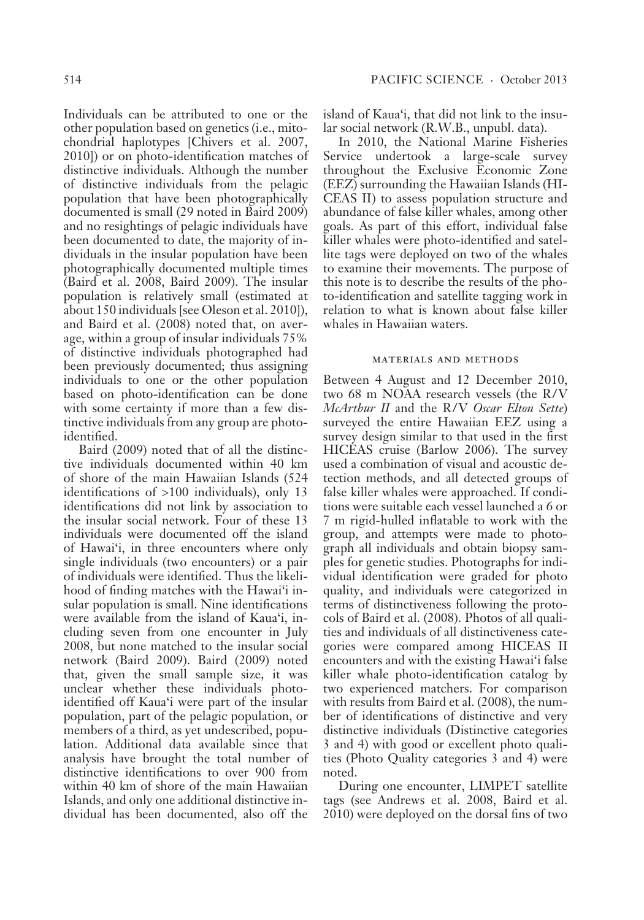Individuals can be attributed to one or the other population based on genetics (i.e., mitochondrial haplotypes [Chivers et al. 2007, 2010]) or on photo-identification matches of distinctive individuals. Although the number of distinctive individuals from the pelagic population that have been photographically documented is small (29 noted in Baird 2009) and no resightings of pelagic individuals have been documented to date, the majority of individuals in the insular population have been photographically documented multiple times (Baird et al. 2008, Baird 2009). The insular population is relatively small (estimated at about 150 individuals [see Oleson et al. 2010]), and Baird et al. (2008) noted that, on average, within a group of insular individuals 75% of distinctive individuals photographed had been previously documented; thus assigning individuals to one or the other population based on photo-identification can be done with some certainty if more than a few distinctive individuals from any group are photo-identified.

Baird (2009) noted that of all the distinctive individuals documented within 40 km of shore of the main Hawaiian Islands (524 identifications of >100 individuals), only 13 identifications did not link by association to the insular social network. Four of these 13 individuals were documented off the island of Hawai'i, in three encounters where only single individuals (two encounters) or a pair of individuals were identified. Thus the likelihood of finding matches with the Hawai'i insular population is small. Nine identifications were available from the island of Kaua'i, including seven from one encounter in July 2008, but none matched to the insular social network (Baird 2009). Baird (2009) noted that, given the small sample size, it was unclear whether these individuals photo-identified off Kaua'i were part of the insular population, part of the pelagic population, or members of a third, as yet undescribed, population. Additional data available since that analysis have brought the total number of distinctive identifications to over 900 from within 40 km of shore of the main Hawaiian Islands, and only one additional distinctive individual has been documented, also off the island of Kaua'i, that did not link to the insular social network (R.W.B., unpubl. data).

In 2010, the National Marine Fisheries Service undertook a large-scale survey throughout the Exclusive Economic Zone (EEZ) surrounding the Hawaiian Islands (HICEAS II) to assess population structure and abundance of false killer whales, among other goals. As part of this effort, individual false killer whales were photo-identified and satellite tags were deployed on two of the whales to examine their movements. The purpose of this note is to describe the results of the photo-identification and satellite tagging work in relation to what is known about false killer whales in Hawaiian waters.

## MATERIALS AND METHODS

Between 4 August and 12 December 2010, two 68 m NOAA research vessels (the R/V *McArthur II* and the R/V *Oscar Elton Sette*) surveyed the entire Hawaiian EEZ using a survey design similar to that used in the first HICEAS cruise (Barlow 2006). The survey used a combination of visual and acoustic detection methods, and all detected groups of false killer whales were approached. If conditions were suitable each vessel launched a 6 or 7 m rigid-hulled inflatable to work with the group, and attempts were made to photograph all individuals and obtain biopsy samples for genetic studies. Photographs for individual identification were graded for photo quality, and individuals were categorized in terms of distinctiveness following the protocols of Baird et al. (2008). Photos of all qualities and individuals of all distinctiveness categories were compared among HICEAS II encounters and with the existing Hawai'i false killer whale photo-identification catalog by two experienced matchers. For comparison with results from Baird et al. (2008), the number of identifications of distinctive and very distinctive individuals (Distinctive categories 3 and 4) with good or excellent photo qualities (Photo Quality categories 3 and 4) were noted.

During one encounter, LIMPET satellite tags (see Andrews et al. 2008, Baird et al. 2010) were deployed on the dorsal fins of two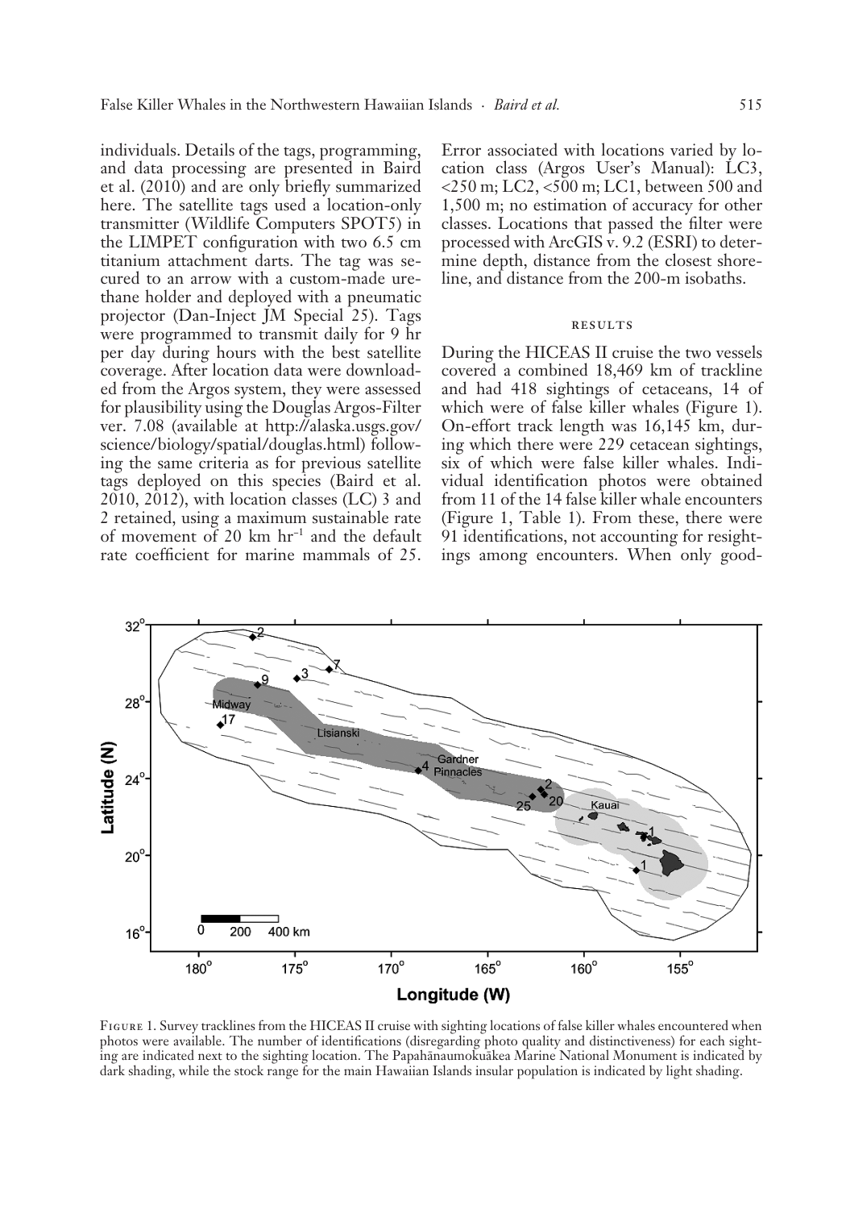individuals. Details of the tags, programming, and data processing are presented in Baird et al. (2010) and are only briefly summarized here. The satellite tags used a location-only transmitter (Wildlife Computers SPOT5) in the LIMPET configuration with two 6.5 cm titanium attachment darts. The tag was secured to an arrow with a custom-made urethane holder and deployed with a pneumatic projector (Dan-Inject JM Special 25). Tags were programmed to transmit daily for 9 hr per day during hours with the best satellite coverage. After location data were downloaded from the Argos system, they were assessed for plausibility using the Douglas Argos-Filter ver. 7.08 (available at http://alaska.usgs.gov/science/biology/spatial/douglas.html) following the same criteria as for previous satellite tags deployed on this species (Baird et al. 2010, 2012), with location classes (LC) 3 and 2 retained, using a maximum sustainable rate of movement of 20 km $hr^{-1}$ and the default rate coefficient for marine mammals of 25. Error associated with locations varied by location class (Argos User's Manual): LC3, <250 m; LC2, <500 m; LC1, between 500 and 1,500 m; no estimation of accuracy for other classes. Locations that passed the filter were processed with ArcGIS v. 9.2 (ESRI) to determine depth, distance from the closest shoreline, and distance from the 200-m isobaths.

## RESULTS

During the HICEAS II cruise the two vessels covered a combined 18,469 km of trackline and had 418 sightings of cetaceans, 14 of which were of false killer whales (Figure 1). On-effort track length was 16,145 km, during which there were 229 cetacean sightings, six of which were false killer whales. Individual identification photos were obtained from 11 of the 14 false killer whale encounters (Figure 1, Table 1). From these, there were 91 identifications, not accounting for resightings among encounters. When only good-

32°
28°
24°
20°
16°
Latitude (N)
180°
175°
170°
165°
160°
155°
Longitude (W)
Midway
Lisianski
Gardner Pinnacles
Kauai
2
9
3
7
17
4
2
25
20
1
1
0
200
400 km

FIGURE 1. Survey tracklines from the HICEAS II cruise with sighting locations of false killer whales encountered when photos were available. The number of identifications (disregarding photo quality and distinctiveness) for each sighting are indicated next to the sighting location. The Papahānaumokuākea Marine National Monument is indicated by dark shading, while the stock range for the main Hawaiian Islands insular population is indicated by light shading.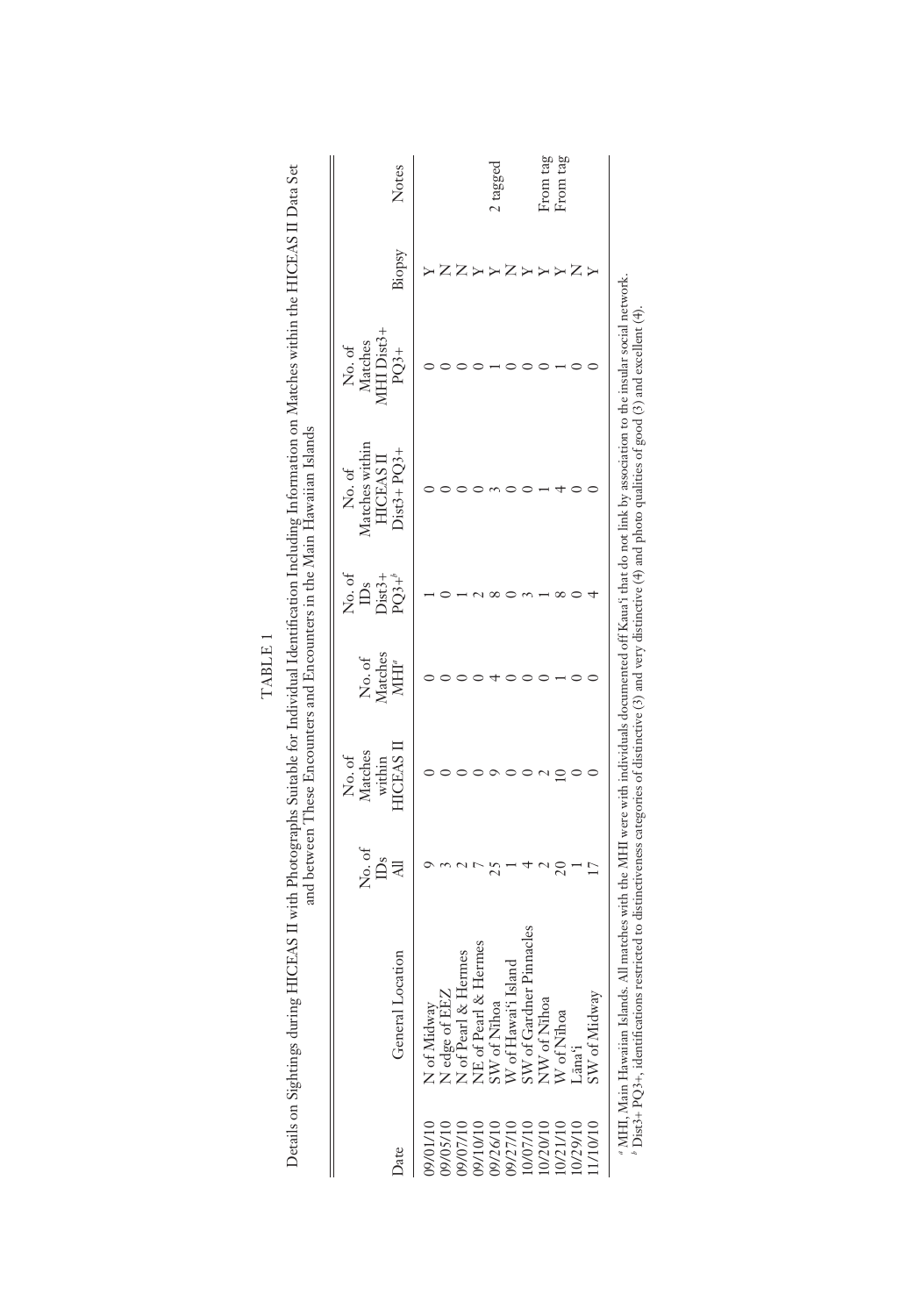TABLE 1

Details on Sightings during HICEAS II with Photographs Suitable for Individual Identification Including Information on Matches within the HICEAS II Data Set and between These Encounters and Encounters in the Main Hawaiian Islands

| Date | General Location | No. of IDs All | No. of Matches within HICEAS II | No. of Matches MHI[a] | No. of IDs Dist3+ PQ3+[b] | No. of Matches within HICEAS II Dist3+ PQ3+ | No. of Matches MHI Dist3+ PQ3+ | Biopsy | Notes |
|---|---|---|---|---|---|---|---|---|---|
| 09/01/10 | N of Midway | 9 | 0 | 0 | 1 | 0 | 0 | Y | |
| 09/05/10 | N edge of EEZ | 3 | 0 | 0 | 0 | 0 | 0 | N | |
| 09/07/10 | N of Pearl & Hermes | 2 | 0 | 0 | 1 | 0 | 0 | N | |
| 09/10/10 | NE of Pearl & Hermes | 7 | 0 | 0 | 2 | 0 | 0 | Y | |
| 09/26/10 | SW of Nihoa | 25 | 9 | 4 | 8 | 3 | 1 | Y | 2 tagged |
| 09/27/10 | W of Hawai'i Island | 1 | 0 | 0 | 0 | 0 | 0 | N | |
| 10/07/10 | SW of Gardner Pinnacles | 4 | 0 | 0 | 3 | 0 | 0 | Y | |
| 10/20/10 | NW of Nihoa | 2 | 2 | 0 | 1 | 1 | 0 | Y | From tag |
| 10/21/10 | W of Nihoa | 20 | 10 | 1 | 8 | 4 | 1 | Y | From tag |
| 10/29/10 | Lāna'i | 1 | 0 | 0 | 0 | 0 | 0 | N | |
| 11/10/10 | SW of Midway | 17 | 0 | 0 | 4 | 0 | 0 | Y | |

[a] MHI, Main Hawaiian Islands. All matches with the MHI were with individuals documented off Kaua'i that do not link by association to the insular social network.
[b] Dist3+ PQ3+, identifications restricted to distinctiveness categories of distinctive (3) and very distinctive (4) and photo qualities of good (3) and excellent (4).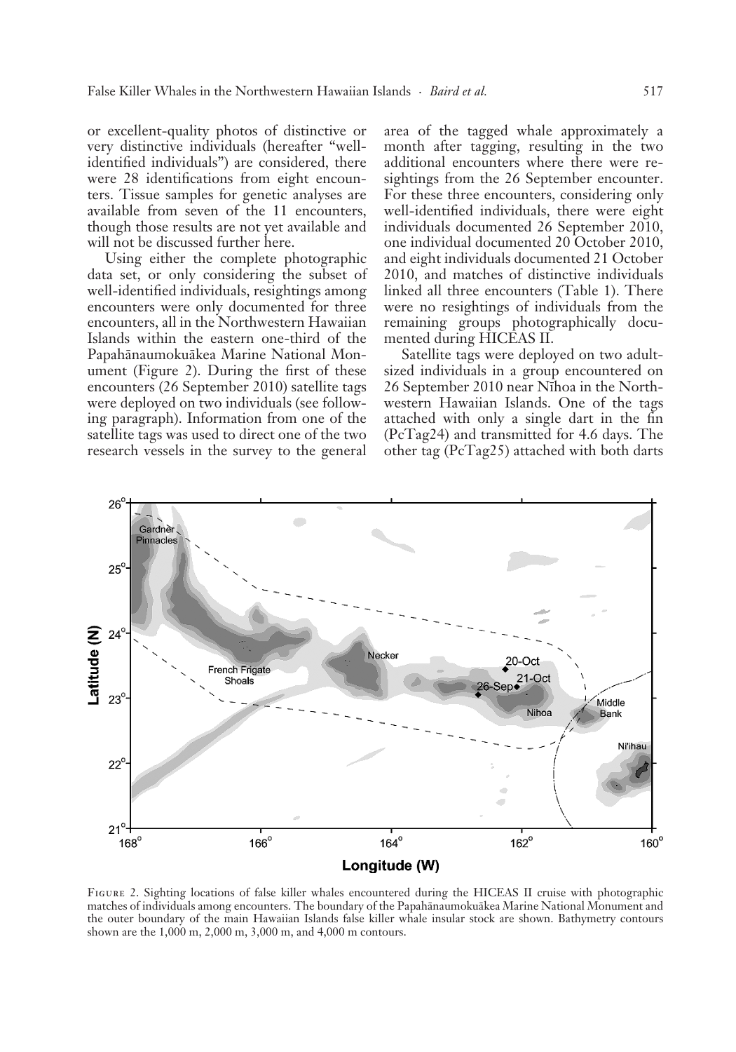or excellent-quality photos of distinctive or very distinctive individuals (hereafter "well-identified individuals") are considered, there were 28 identifications from eight encounters. Tissue samples for genetic analyses are available from seven of the 11 encounters, though those results are not yet available and will not be discussed further here.

Using either the complete photographic data set, or only considering the subset of well-identified individuals, resightings among encounters were only documented for three encounters, all in the Northwestern Hawaiian Islands within the eastern one-third of the Papahānaumokuākea Marine National Monument (Figure 2). During the first of these encounters (26 September 2010) satellite tags were deployed on two individuals (see following paragraph). Information from one of the satellite tags was used to direct one of the two research vessels in the survey to the general area of the tagged whale approximately a month after tagging, resulting in the two additional encounters where there were resightings from the 26 September encounter. For these three encounters, considering only well-identified individuals, there were eight individuals documented 26 September 2010, one individual documented 20 October 2010, and eight individuals documented 21 October 2010, and matches of distinctive individuals linked all three encounters (Table 1). There were no resightings of individuals from the remaining groups photographically documented during HICEAS II.

Satellite tags were deployed on two adult-sized individuals in a group encountered on 26 September 2010 near Nīhoa in the Northwestern Hawaiian Islands. One of the tags attached with only a single dart in the fin (PcTag24) and transmitted for 4.6 days. The other tag (PcTag25) attached with both darts

26°
25°
24°
23°
22°
21°
168°
166°
164°
162°
160°
Latitude (N)
Longitude (W)
Gardner Pinnacles
French Frigate Shoals
Necker
20-Oct
21-Oct
26-Sep
Nihoa
Middle Bank
Ni'ihau

Figure 2. Sighting locations of false killer whales encountered during the HICEAS II cruise with photographic matches of individuals among encounters. The boundary of the Papahānaumokuākea Marine National Monument and the outer boundary of the main Hawaiian Islands false killer whale insular stock are shown. Bathymetry contours shown are the 1,000 m, 2,000 m, 3,000 m, and 4,000 m contours.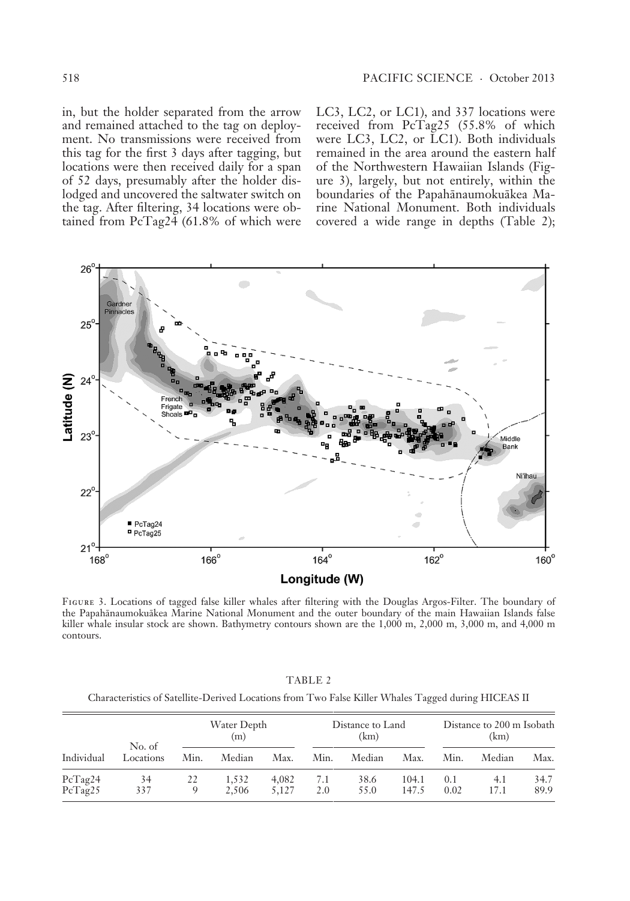in, but the holder separated from the arrow and remained attached to the tag on deployment. No transmissions were received from this tag for the first 3 days after tagging, but locations were then received daily for a span of 52 days, presumably after the holder dislodged and uncovered the saltwater switch on the tag. After filtering, 34 locations were obtained from PcTag24 (61.8% of which were LC3, LC2, or LC1), and 337 locations were received from PcTag25 (55.8% of which were LC3, LC2, or LC1). Both individuals remained in the area around the eastern half of the Northwestern Hawaiian Islands (Figure 3), largely, but not entirely, within the boundaries of the Papahānaumokuākea Marine National Monument. Both individuals covered a wide range in depths (Table 2);

26°
25°
24°
23°
22°
21°
Latitude (N)
168°
166°
164°
162°
160°
Longitude (W)
Gardner Pinnacles
French Frigate Shoals
Middle Bank
Ni'ihau
PcTag24
PcTag25

Figure 3. Locations of tagged false killer whales after filtering with the Douglas Argos-Filter. The boundary of the Papahānaumokuākea Marine National Monument and the outer boundary of the main Hawaiian Islands false killer whale insular stock are shown. Bathymetry contours shown are the 1,000 m, 2,000 m, 3,000 m, and 4,000 m contours.

TABLE 2

Characteristics of Satellite-Derived Locations from Two False Killer Whales Tagged during HICEAS II

| Individual | No. of Locations | Water Depth (m) | | | Distance to Land (km) | | | Distance to 200 m Isobath (km) | | |
|---|---|---|---|---|---|---|---|---|---|---|
| | | Min. | Median | Max. | Min. | Median | Max. | Min. | Median | Max. |
| PcTag24 | 34 | 22 | 1,532 | 4,082 | 7.1 | 38.6 | 104.1 | 0.1 | 4.1 | 34.7 |
| PcTag25 | 337 | 9 | 2,506 | 5,127 | 2.0 | 55.0 | 147.5 | 0.02 | 17.1 | 89.9 |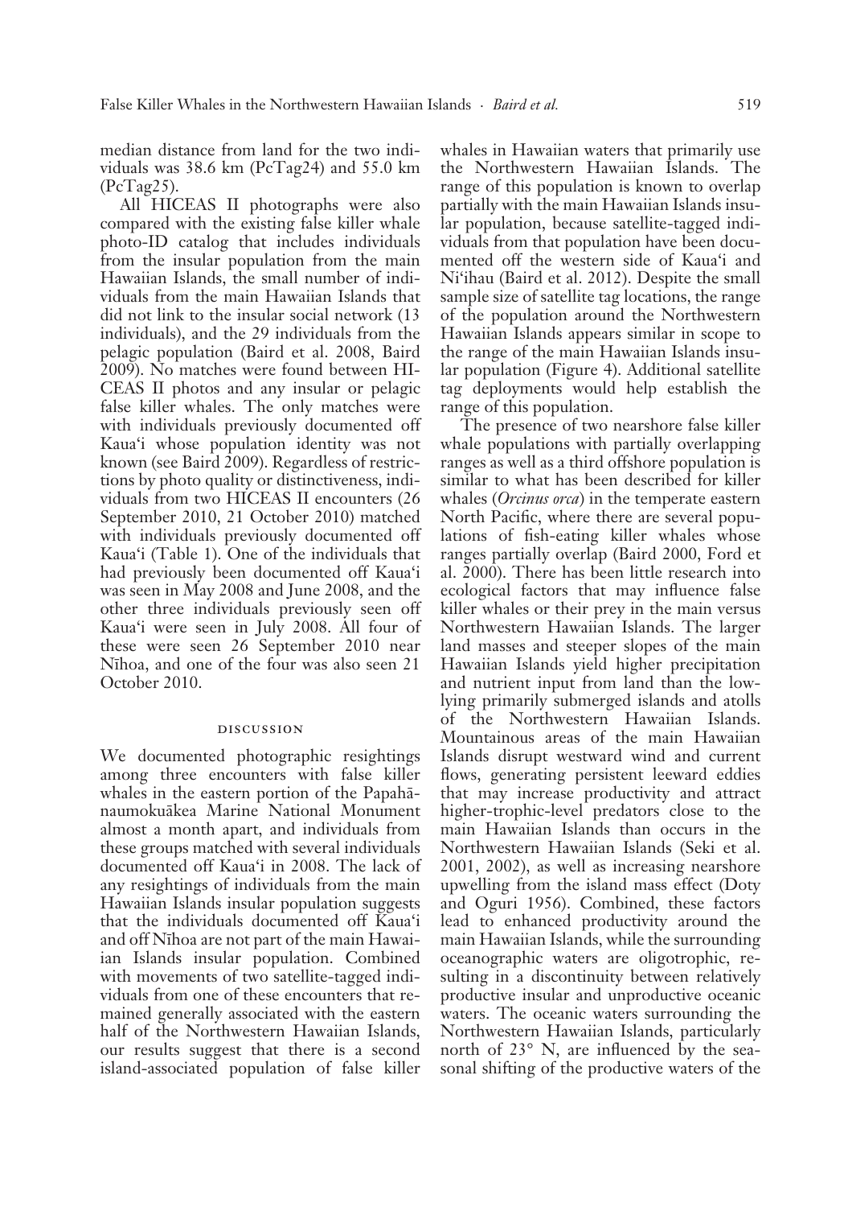median distance from land for the two individuals was 38.6 km (PcTag24) and 55.0 km (PcTag25).

All HICEAS II photographs were also compared with the existing false killer whale photo-ID catalog that includes individuals from the insular population from the main Hawaiian Islands, the small number of individuals from the main Hawaiian Islands that did not link to the insular social network (13 individuals), and the 29 individuals from the pelagic population (Baird et al. 2008, Baird 2009). No matches were found between HICEAS II photos and any insular or pelagic false killer whales. The only matches were with individuals previously documented off Kauaʻi whose population identity was not known (see Baird 2009). Regardless of restrictions by photo quality or distinctiveness, individuals from two HICEAS II encounters (26 September 2010, 21 October 2010) matched with individuals previously documented off Kauaʻi (Table 1). One of the individuals that had previously been documented off Kauaʻi was seen in May 2008 and June 2008, and the other three individuals previously seen off Kauaʻi were seen in July 2008. All four of these were seen 26 September 2010 near Nīhoa, and one of the four was also seen 21 October 2010.

## DISCUSSION

We documented photographic resightings among three encounters with false killer whales in the eastern portion of the Papahānaumokuākea Marine National Monument almost a month apart, and individuals from these groups matched with several individuals documented off Kauaʻi in 2008. The lack of any resightings of individuals from the main Hawaiian Islands insular population suggests that the individuals documented off Kauaʻi and off Nīhoa are not part of the main Hawaiian Islands insular population. Combined with movements of two satellite-tagged individuals from one of these encounters that remained generally associated with the eastern half of the Northwestern Hawaiian Islands, our results suggest that there is a second island-associated population of false killer whales in Hawaiian waters that primarily use the Northwestern Hawaiian Islands. The range of this population is known to overlap partially with the main Hawaiian Islands insular population, because satellite-tagged individuals from that population have been documented off the western side of Kauaʻi and Niʻihau (Baird et al. 2012). Despite the small sample size of satellite tag locations, the range of the population around the Northwestern Hawaiian Islands appears similar in scope to the range of the main Hawaiian Islands insular population (Figure 4). Additional satellite tag deployments would help establish the range of this population.

The presence of two nearshore false killer whale populations with partially overlapping ranges as well as a third offshore population is similar to what has been described for killer whales (*Orcinus orca*) in the temperate eastern North Pacific, where there are several populations of fish-eating killer whales whose ranges partially overlap (Baird 2000, Ford et al. 2000). There has been little research into ecological factors that may influence false killer whales or their prey in the main versus Northwestern Hawaiian Islands. The larger land masses and steeper slopes of the main Hawaiian Islands yield higher precipitation and nutrient input from land than the low-lying primarily submerged islands and atolls of the Northwestern Hawaiian Islands. Mountainous areas of the main Hawaiian Islands disrupt westward wind and current flows, generating persistent leeward eddies that may increase productivity and attract higher-trophic-level predators close to the main Hawaiian Islands than occurs in the Northwestern Hawaiian Islands (Seki et al. 2001, 2002), as well as increasing nearshore upwelling from the island mass effect (Doty and Oguri 1956). Combined, these factors lead to enhanced productivity around the main Hawaiian Islands, while the surrounding oceanographic waters are oligotrophic, resulting in a discontinuity between relatively productive insular and unproductive oceanic waters. The oceanic waters surrounding the Northwestern Hawaiian Islands, particularly north of 23° N, are influenced by the seasonal shifting of the productive waters of the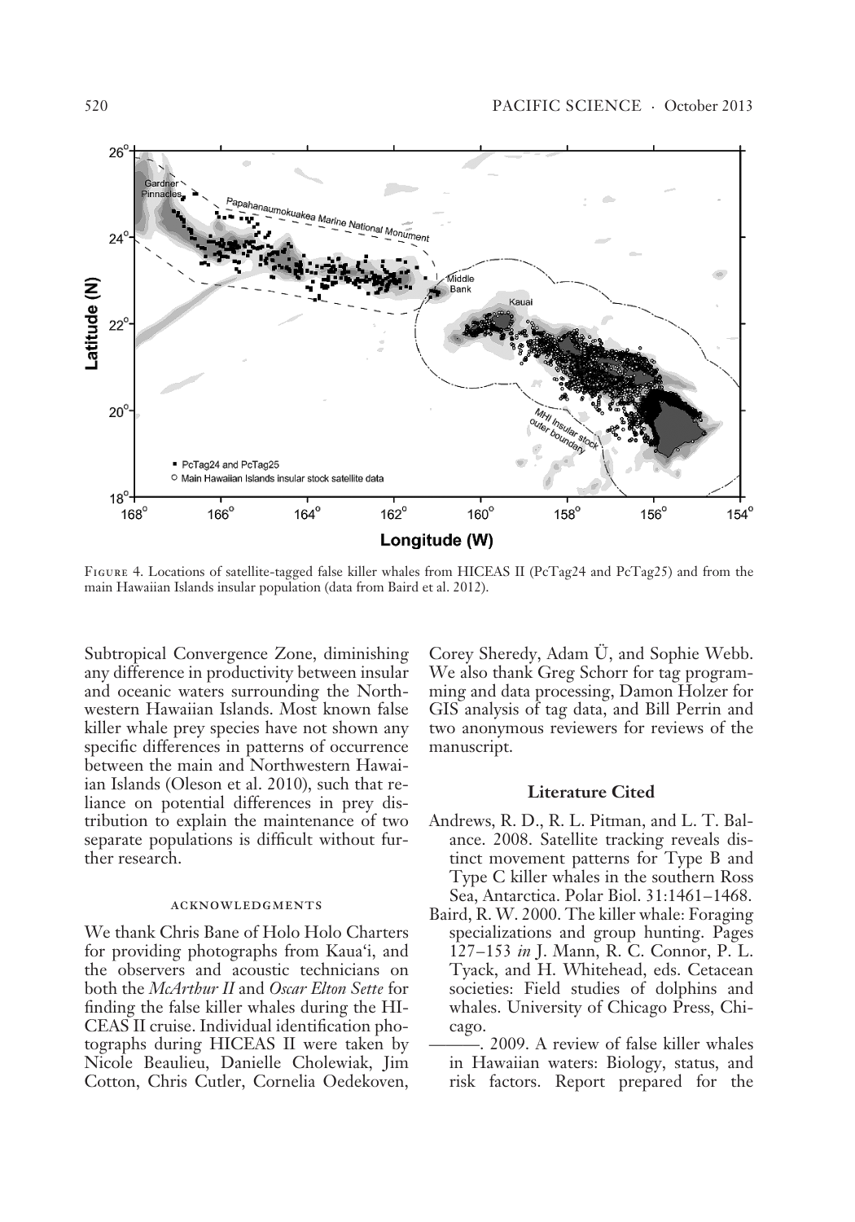26°
24°
22°
20°
18°
168° 166° 164° 162° 160° 158° 156° 154°
Latitude (N)
Longitude (W)
Gardner Pinnacles
Papahanaumokuakea Marine National Monument
Middle Bank
Kauai
MHI insular stock outer boundary
▪ PcTag24 and PcTag25
○ Main Hawaiian Islands insular stock satellite data

Figure 4. Locations of satellite-tagged false killer whales from HICEAS II (PcTag24 and PcTag25) and from the main Hawaiian Islands insular population (data from Baird et al. 2012).

Subtropical Convergence Zone, diminishing any difference in productivity between insular and oceanic waters surrounding the Northwestern Hawaiian Islands. Most known false killer whale prey species have not shown any specific differences in patterns of occurrence between the main and Northwestern Hawaiian Islands (Oleson et al. 2010), such that reliance on potential differences in prey distribution to explain the maintenance of two separate populations is difficult without further research.

## Acknowledgments

We thank Chris Bane of Holo Holo Charters for providing photographs from Kaua'i, and the observers and acoustic technicians on both the *McArthur II* and *Oscar Elton Sette* for finding the false killer whales during the HICEAS II cruise. Individual identification photographs during HICEAS II were taken by Nicole Beaulieu, Danielle Cholewiak, Jim Cotton, Chris Cutler, Cornelia Oedekoven, Corey Sheredy, Adam Ü, and Sophie Webb. We also thank Greg Schorr for tag programming and data processing, Damon Holzer for GIS analysis of tag data, and Bill Perrin and two anonymous reviewers for reviews of the manuscript.

## Literature Cited

Andrews, R. D., R. L. Pitman, and L. T. Ballance. 2008. Satellite tracking reveals distinct movement patterns for Type B and Type C killer whales in the southern Ross Sea, Antarctica. Polar Biol. 31:1461–1468.

Baird, R. W. 2000. The killer whale: Foraging specializations and group hunting. Pages 127–153 *in* J. Mann, R. C. Connor, P. L. Tyack, and H. Whitehead, eds. Cetacean societies: Field studies of dolphins and whales. University of Chicago Press, Chicago.

———. 2009. A review of false killer whales in Hawaiian waters: Biology, status, and risk factors. Report prepared for the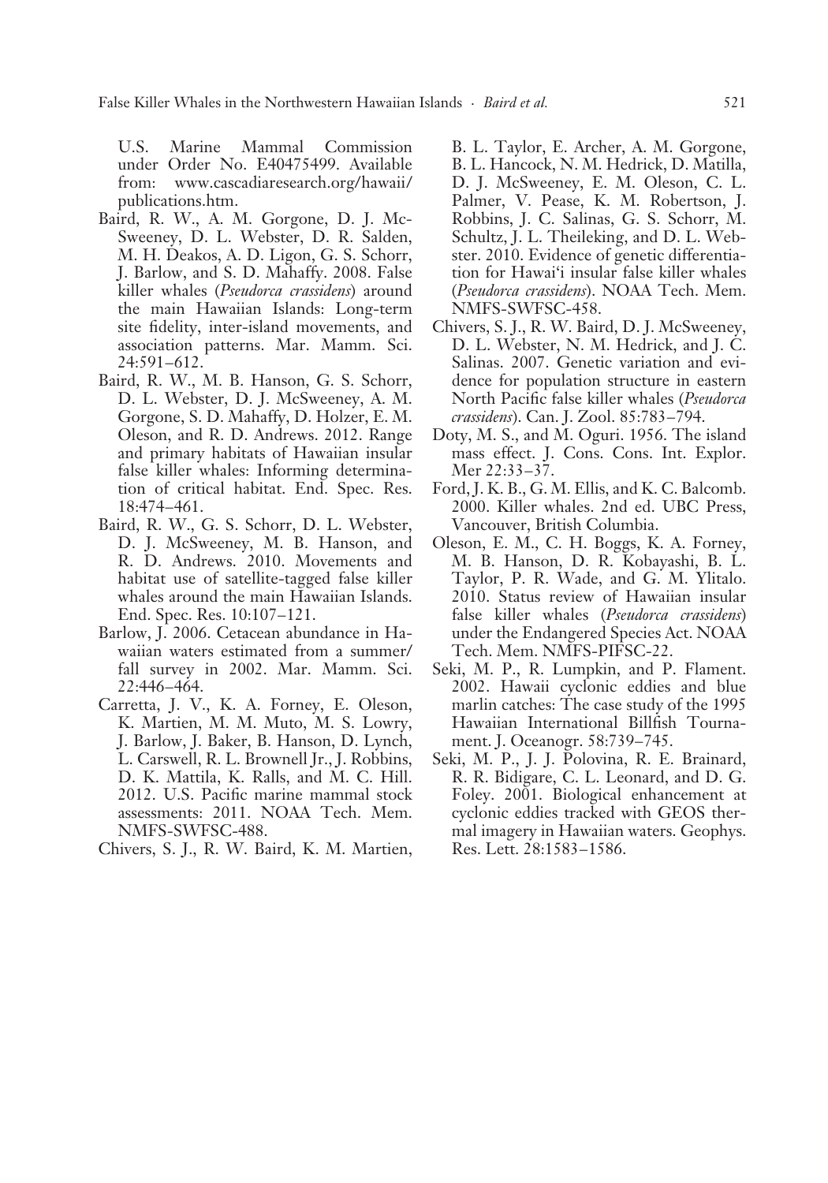U.S. Marine Mammal Commission under Order No. E40475499. Available from: www.cascadiaresearch.org/hawaii/publications.htm.

Baird, R. W., A. M. Gorgone, D. J. McSweeney, D. L. Webster, D. R. Salden, M. H. Deakos, A. D. Ligon, G. S. Schorr, J. Barlow, and S. D. Mahaffy. 2008. False killer whales (*Pseudorca crassidens*) around the main Hawaiian Islands: Long-term site fidelity, inter-island movements, and association patterns. Mar. Mamm. Sci. 24:591–612.

Baird, R. W., M. B. Hanson, G. S. Schorr, D. L. Webster, D. J. McSweeney, A. M. Gorgone, S. D. Mahaffy, D. Holzer, E. M. Oleson, and R. D. Andrews. 2012. Range and primary habitats of Hawaiian insular false killer whales: Informing determination of critical habitat. End. Spec. Res. 18:474–461.

Baird, R. W., G. S. Schorr, D. L. Webster, D. J. McSweeney, M. B. Hanson, and R. D. Andrews. 2010. Movements and habitat use of satellite-tagged false killer whales around the main Hawaiian Islands. End. Spec. Res. 10:107–121.

Barlow, J. 2006. Cetacean abundance in Hawaiian waters estimated from a summer/fall survey in 2002. Mar. Mamm. Sci. 22:446–464.

Carretta, J. V., K. A. Forney, E. Oleson, K. Martien, M. M. Muto, M. S. Lowry, J. Barlow, J. Baker, B. Hanson, D. Lynch, L. Carswell, R. L. Brownell Jr., J. Robbins, D. K. Mattila, K. Ralls, and M. C. Hill. 2012. U.S. Pacific marine mammal stock assessments: 2011. NOAA Tech. Mem. NMFS-SWFSC-488.

Chivers, S. J., R. W. Baird, K. M. Martien, B. L. Taylor, E. Archer, A. M. Gorgone, B. L. Hancock, N. M. Hedrick, D. Matilla, D. J. McSweeney, E. M. Oleson, C. L. Palmer, V. Pease, K. M. Robertson, J. Robbins, J. C. Salinas, G. S. Schorr, M. Schultz, J. L. Theileking, and D. L. Webster. 2010. Evidence of genetic differentiation for Hawai'i insular false killer whales (*Pseudorca crassidens*). NOAA Tech. Mem. NMFS-SWFSC-458.

Chivers, S. J., R. W. Baird, D. J. McSweeney, D. L. Webster, N. M. Hedrick, and J. C. Salinas. 2007. Genetic variation and evidence for population structure in eastern North Pacific false killer whales (*Pseudorca crassidens*). Can. J. Zool. 85:783–794.

Doty, M. S., and M. Oguri. 1956. The island mass effect. J. Cons. Cons. Int. Explor. Mer 22:33–37.

Ford, J. K. B., G. M. Ellis, and K. C. Balcomb. 2000. Killer whales. 2nd ed. UBC Press, Vancouver, British Columbia.

Oleson, E. M., C. H. Boggs, K. A. Forney, M. B. Hanson, D. R. Kobayashi, B. L. Taylor, P. R. Wade, and G. M. Ylitalo. 2010. Status review of Hawaiian insular false killer whales (*Pseudorca crassidens*) under the Endangered Species Act. NOAA Tech. Mem. NMFS-PIFSC-22.

Seki, M. P., R. Lumpkin, and P. Flament. 2002. Hawaii cyclonic eddies and blue marlin catches: The case study of the 1995 Hawaiian International Billfish Tournament. J. Oceanogr. 58:739–745.

Seki, M. P., J. J. Polovina, R. E. Brainard, R. R. Bidigare, C. L. Leonard, and D. G. Foley. 2001. Biological enhancement at cyclonic eddies tracked with GEOS thermal imagery in Hawaiian waters. Geophys. Res. Lett. 28:1583–1586.